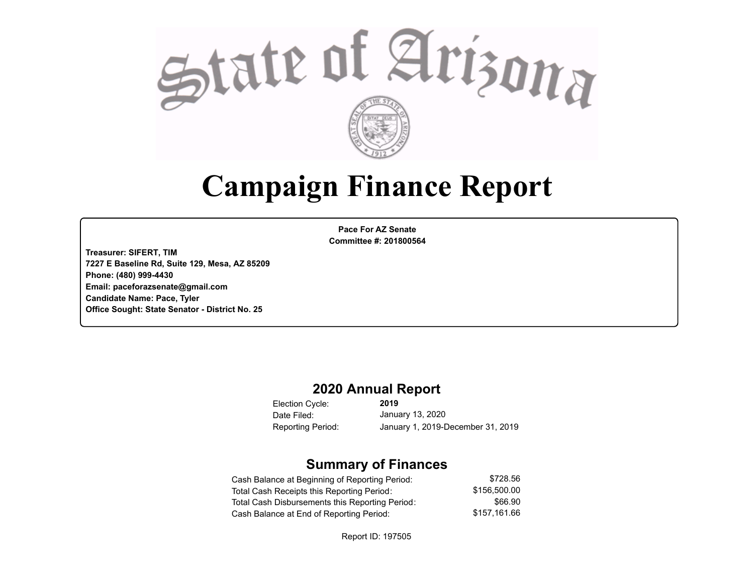# State of Arizona

# Campaign Finance Report

**Pace For AZ Senate**
**Committee #: 201800564**

**Treasurer: SIFERT, TIM**
**7227 E Baseline Rd, Suite 129, Mesa, AZ 85209**
**Phone: (480) 999-4430**
**Email: paceforazsenate@gmail.com**
**Candidate Name: Pace, Tyler**
**Office Sought: State Senator - District No. 25**

## 2020 Annual Report

| | |
|---|---|
| Election Cycle: | **2019** |
| Date Filed: | January 13, 2020 |
| Reporting Period: | January 1, 2019-December 31, 2019 |

## Summary of Finances

| | |
|---|---|
| Cash Balance at Beginning of Reporting Period: | $728.56 |
| Total Cash Receipts this Reporting Period: | $156,500.00 |
| Total Cash Disbursements this Reporting Period: | $66.90 |
| Cash Balance at End of Reporting Period: | $157,161.66 |

Report ID: 197505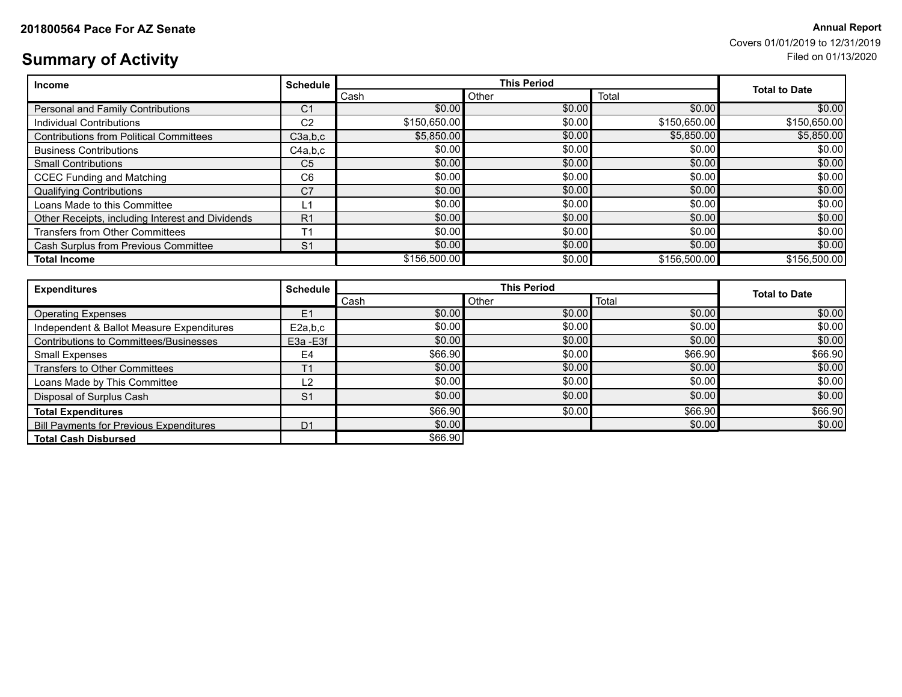**201800564 Pace For AZ Senate**

**Annual Report**
Covers 01/01/2019 to 12/31/2019
Filed on 01/13/2020

# Summary of Activity

| Income | Schedule | This Period | | | Total to Date |
|---|---|---|---|---|---|
| | | Cash | Other | Total | |
| Personal and Family Contributions | C1 | $0.00 | $0.00 | $0.00 | $0.00 |
| Individual Contributions | C2 | $150,650.00 | $0.00 | $150,650.00 | $150,650.00 |
| Contributions from Political Committees | C3a,b,c | $5,850.00 | $0.00 | $5,850.00 | $5,850.00 |
| Business Contributions | C4a,b,c | $0.00 | $0.00 | $0.00 | $0.00 |
| Small Contributions | C5 | $0.00 | $0.00 | $0.00 | $0.00 |
| CCEC Funding and Matching | C6 | $0.00 | $0.00 | $0.00 | $0.00 |
| Qualifying Contributions | C7 | $0.00 | $0.00 | $0.00 | $0.00 |
| Loans Made to this Committee | L1 | $0.00 | $0.00 | $0.00 | $0.00 |
| Other Receipts, including Interest and Dividends | R1 | $0.00 | $0.00 | $0.00 | $0.00 |
| Transfers from Other Committees | T1 | $0.00 | $0.00 | $0.00 | $0.00 |
| Cash Surplus from Previous Committee | S1 | $0.00 | $0.00 | $0.00 | $0.00 |
| **Total Income** | | $156,500.00 | $0.00 | $156,500.00 | $156,500.00 |

| Expenditures | Schedule | This Period | | | Total to Date |
|---|---|---|---|---|---|
| | | Cash | Other | Total | |
| Operating Expenses | E1 | $0.00 | $0.00 | $0.00 | $0.00 |
| Independent & Ballot Measure Expenditures | E2a,b,c | $0.00 | $0.00 | $0.00 | $0.00 |
| Contributions to Committees/Businesses | E3a -E3f | $0.00 | $0.00 | $0.00 | $0.00 |
| Small Expenses | E4 | $66.90 | $0.00 | $66.90 | $66.90 |
| Transfers to Other Committees | T1 | $0.00 | $0.00 | $0.00 | $0.00 |
| Loans Made by This Committee | L2 | $0.00 | $0.00 | $0.00 | $0.00 |
| Disposal of Surplus Cash | S1 | $0.00 | $0.00 | $0.00 | $0.00 |
| **Total Expenditures** | | $66.90 | $0.00 | $66.90 | $66.90 |
| Bill Payments for Previous Expenditures | D1 | $0.00 | | $0.00 | $0.00 |
| **Total Cash Disbursed** | | $66.90 | | | |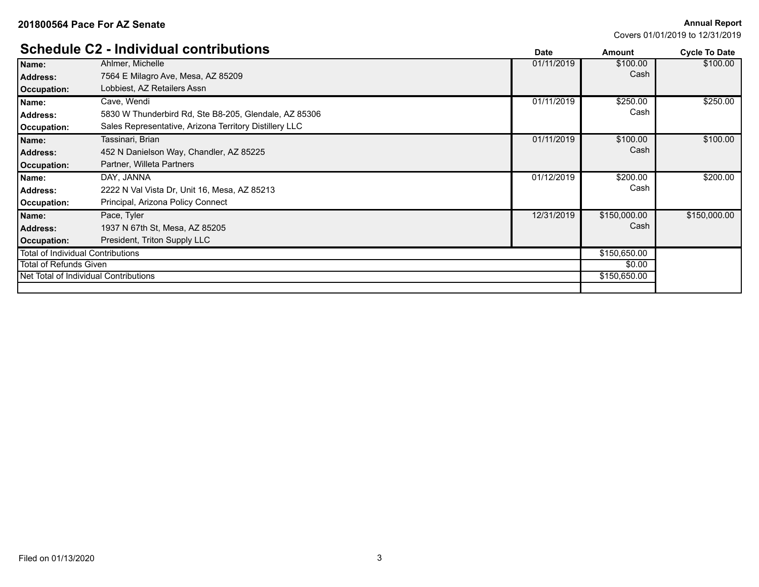**201800564 Pace For AZ Senate**

**Annual Report**
Covers 01/01/2019 to 12/31/2019

## Schedule C2 - Individual contributions

| | | Date | Amount | Cycle To Date |
|---|---|---|---|---|
| **Name:** | Ahlmer, Michelle | 01/11/2019 | $100.00 Cash | $100.00 |
| **Address:** | 7564 E Milagro Ave, Mesa, AZ 85209 | | | |
| **Occupation:** | Lobbiest, AZ Retailers Assn | | | |
| **Name:** | Cave, Wendi | 01/11/2019 | $250.00 Cash | $250.00 |
| **Address:** | 5830 W Thunderbird Rd, Ste B8-205, Glendale, AZ 85306 | | | |
| **Occupation:** | Sales Representative, Arizona Territory Distillery LLC | | | |
| **Name:** | Tassinari, Brian | 01/11/2019 | $100.00 Cash | $100.00 |
| **Address:** | 452 N Danielson Way, Chandler, AZ 85225 | | | |
| **Occupation:** | Partner, Willeta Partners | | | |
| **Name:** | DAY, JANNA | 01/12/2019 | $200.00 Cash | $200.00 |
| **Address:** | 2222 N Val Vista Dr, Unit 16, Mesa, AZ 85213 | | | |
| **Occupation:** | Principal, Arizona Policy Connect | | | |
| **Name:** | Pace, Tyler | 12/31/2019 | $150,000.00 Cash | $150,000.00 |
| **Address:** | 1937 N 67th St, Mesa, AZ 85205 | | | |
| **Occupation:** | President, Triton Supply LLC | | | |
| Total of Individual Contributions | | | $150,650.00 | |
| Total of Refunds Given | | | $0.00 | |
| Net Total of Individual Contributions | | | $150,650.00 | |

Filed on 01/13/2020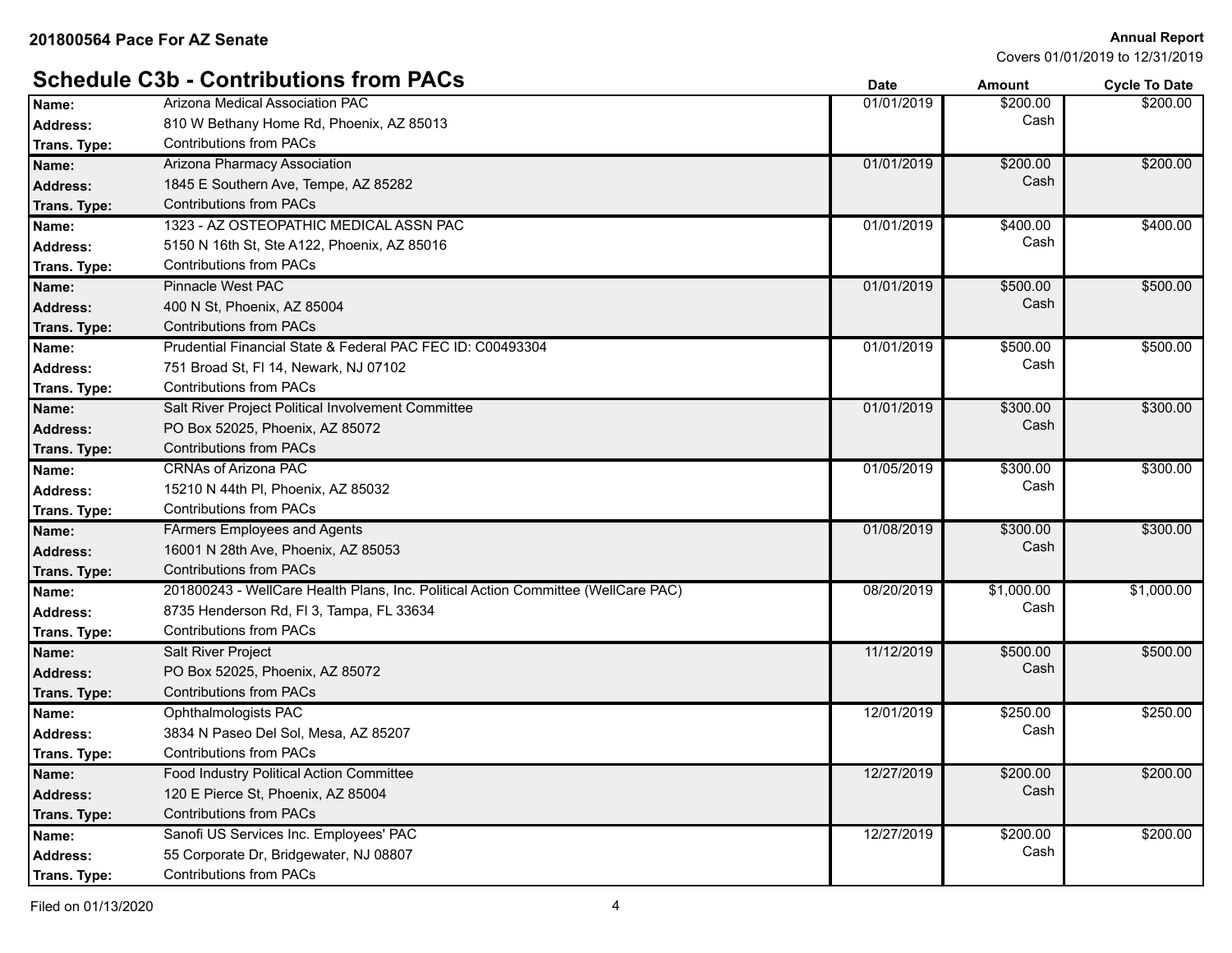**201800564 Pace For AZ Senate**

**Annual Report**
Covers 01/01/2019 to 12/31/2019

## Schedule C3b - Contributions from PACs

| | | Date | Amount | Cycle To Date |
|---|---|---|---|---|
| **Name:** | Arizona Medical Association PAC | 01/01/2019 | $200.00 | $200.00 |
| **Address:** | 810 W Bethany Home Rd, Phoenix, AZ 85013 | | Cash | |
| **Trans. Type:** | Contributions from PACs | | | |
| **Name:** | Arizona Pharmacy Association | 01/01/2019 | $200.00 | $200.00 |
| **Address:** | 1845 E Southern Ave, Tempe, AZ 85282 | | Cash | |
| **Trans. Type:** | Contributions from PACs | | | |
| **Name:** | 1323 - AZ OSTEOPATHIC MEDICAL ASSN PAC | 01/01/2019 | $400.00 | $400.00 |
| **Address:** | 5150 N 16th St, Ste A122, Phoenix, AZ 85016 | | Cash | |
| **Trans. Type:** | Contributions from PACs | | | |
| **Name:** | Pinnacle West PAC | 01/01/2019 | $500.00 | $500.00 |
| **Address:** | 400 N St, Phoenix, AZ 85004 | | Cash | |
| **Trans. Type:** | Contributions from PACs | | | |
| **Name:** | Prudential Financial State & Federal PAC FEC ID: C00493304 | 01/01/2019 | $500.00 | $500.00 |
| **Address:** | 751 Broad St, Fl 14, Newark, NJ 07102 | | Cash | |
| **Trans. Type:** | Contributions from PACs | | | |
| **Name:** | Salt River Project Political Involvement Committee | 01/01/2019 | $300.00 | $300.00 |
| **Address:** | PO Box 52025, Phoenix, AZ 85072 | | Cash | |
| **Trans. Type:** | Contributions from PACs | | | |
| **Name:** | CRNAs of Arizona PAC | 01/05/2019 | $300.00 | $300.00 |
| **Address:** | 15210 N 44th Pl, Phoenix, AZ 85032 | | Cash | |
| **Trans. Type:** | Contributions from PACs | | | |
| **Name:** | FArmers Employees and Agents | 01/08/2019 | $300.00 | $300.00 |
| **Address:** | 16001 N 28th Ave, Phoenix, AZ 85053 | | Cash | |
| **Trans. Type:** | Contributions from PACs | | | |
| **Name:** | 201800243 - WellCare Health Plans, Inc. Political Action Committee (WellCare PAC) | 08/20/2019 | $1,000.00 | $1,000.00 |
| **Address:** | 8735 Henderson Rd, Fl 3, Tampa, FL 33634 | | Cash | |
| **Trans. Type:** | Contributions from PACs | | | |
| **Name:** | Salt River Project | 11/12/2019 | $500.00 | $500.00 |
| **Address:** | PO Box 52025, Phoenix, AZ 85072 | | Cash | |
| **Trans. Type:** | Contributions from PACs | | | |
| **Name:** | Ophthalmologists PAC | 12/01/2019 | $250.00 | $250.00 |
| **Address:** | 3834 N Paseo Del Sol, Mesa, AZ 85207 | | Cash | |
| **Trans. Type:** | Contributions from PACs | | | |
| **Name:** | Food Industry Political Action Committee | 12/27/2019 | $200.00 | $200.00 |
| **Address:** | 120 E Pierce St, Phoenix, AZ 85004 | | Cash | |
| **Trans. Type:** | Contributions from PACs | | | |
| **Name:** | Sanofi US Services Inc. Employees' PAC | 12/27/2019 | $200.00 | $200.00 |
| **Address:** | 55 Corporate Dr, Bridgewater, NJ 08807 | | Cash | |
| **Trans. Type:** | Contributions from PACs | | | |

Filed on 01/13/2020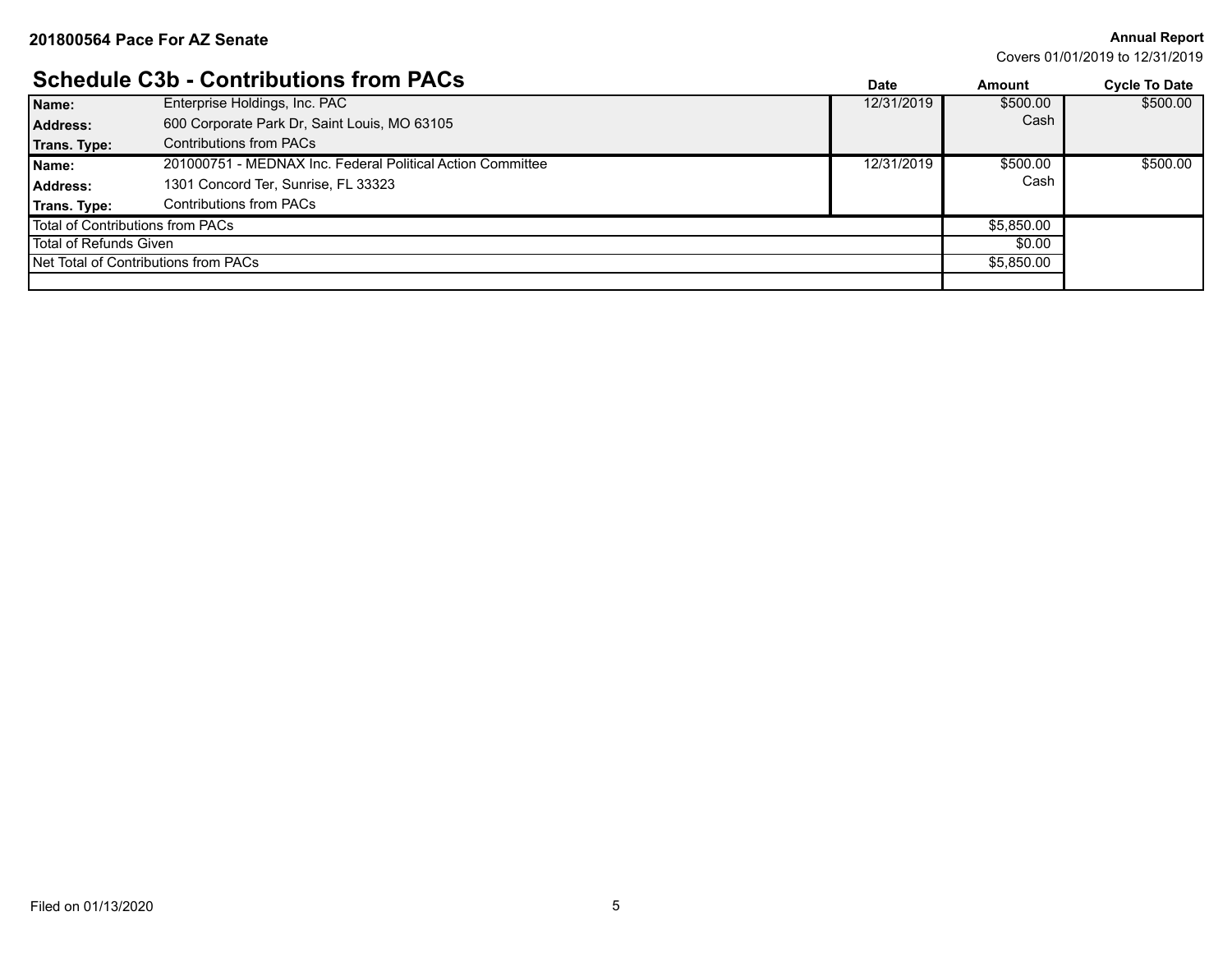**201800564 Pace For AZ Senate**

**Annual Report**
Covers 01/01/2019 to 12/31/2019

## Schedule C3b - Contributions from PACs

| | | Date | Amount | Cycle To Date |
|---|---|---|---|---|
| **Name:** | Enterprise Holdings, Inc. PAC | 12/31/2019 | $500.00 | $500.00 |
| **Address:** | 600 Corporate Park Dr, Saint Louis, MO 63105 | | Cash | |
| **Trans. Type:** | Contributions from PACs | | | |
| **Name:** | 201000751 - MEDNAX Inc. Federal Political Action Committee | 12/31/2019 | $500.00 | $500.00 |
| **Address:** | 1301 Concord Ter, Sunrise, FL 33323 | | Cash | |
| **Trans. Type:** | Contributions from PACs | | | |
| Total of Contributions from PACs | | | $5,850.00 | |
| Total of Refunds Given | | | $0.00 | |
| Net Total of Contributions from PACs | | | $5,850.00 | |

Filed on 01/13/2020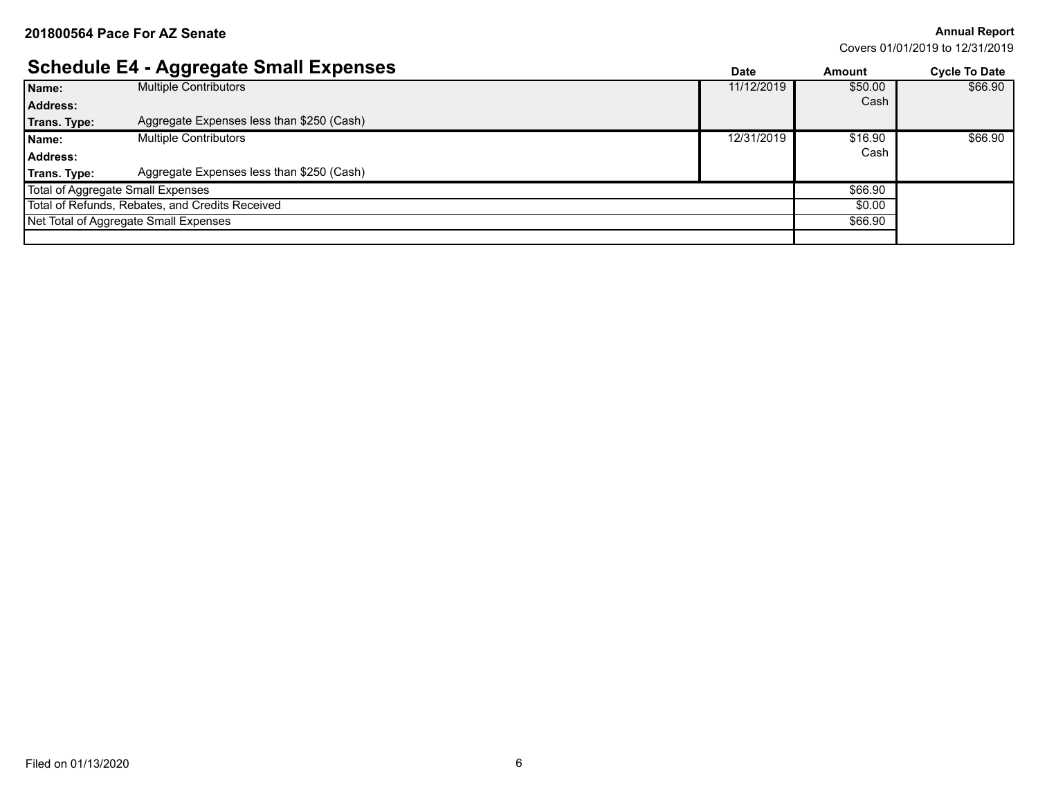201800564 Pace For AZ Senate

Annual Report
Covers 01/01/2019 to 12/31/2019

## Schedule E4 - Aggregate Small Expenses

| | | Date | Amount | Cycle To Date |
|---|---|---|---|---|
| **Name:** | Multiple Contributors | 11/12/2019 | $50.00 Cash | $66.90 |
| **Address:** | | | | |
| **Trans. Type:** | Aggregate Expenses less than $250 (Cash) | | | |
| **Name:** | Multiple Contributors | 12/31/2019 | $16.90 Cash | $66.90 |
| **Address:** | | | | |
| **Trans. Type:** | Aggregate Expenses less than $250 (Cash) | | | |
| Total of Aggregate Small Expenses | | | $66.90 | |
| Total of Refunds, Rebates, and Credits Received | | | $0.00 | |
| Net Total of Aggregate Small Expenses | | | $66.90 | |

Filed on 01/13/2020